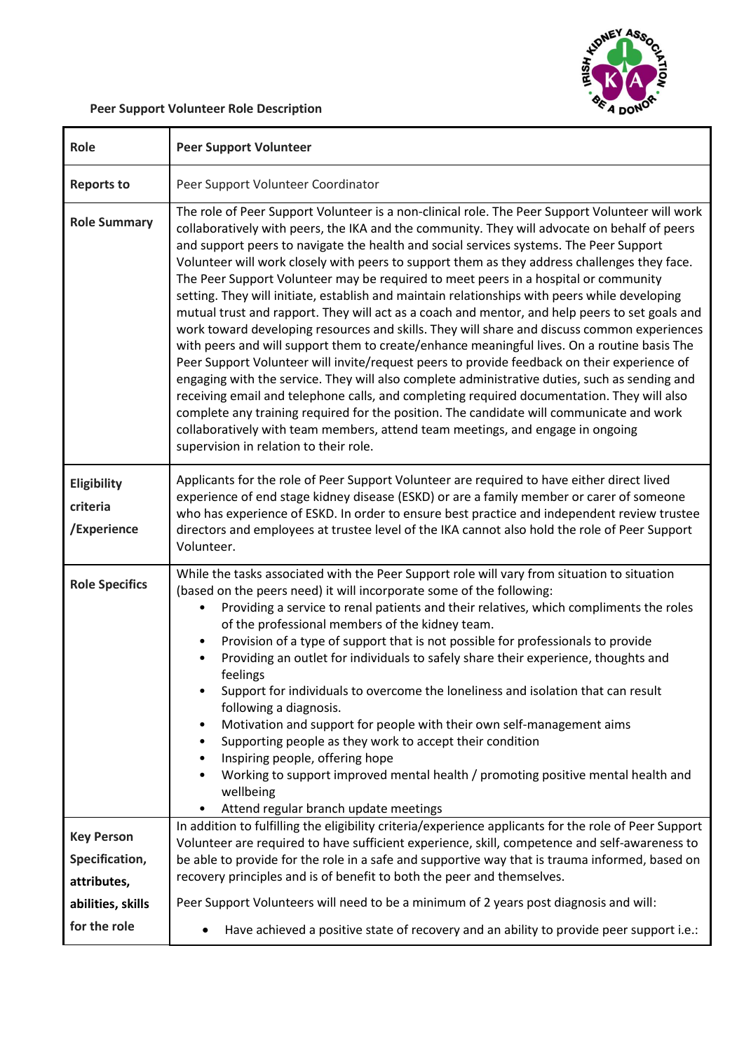**Peer Support Volunteer Role Description**

| Role | **Peer Support Volunteer** |
|---|---|
| **Reports to** | Peer Support Volunteer Coordinator |
| **Role Summary** | The role of Peer Support Volunteer is a non-clinical role. The Peer Support Volunteer will work collaboratively with peers, the IKA and the community. They will advocate on behalf of peers and support peers to navigate the health and social services systems. The Peer Support Volunteer will work closely with peers to support them as they address challenges they face. The Peer Support Volunteer may be required to meet peers in a hospital or community setting. They will initiate, establish and maintain relationships with peers while developing mutual trust and rapport. They will act as a coach and mentor, and help peers to set goals and work toward developing resources and skills. They will share and discuss common experiences with peers and will support them to create/enhance meaningful lives. On a routine basis The Peer Support Volunteer will invite/request peers to provide feedback on their experience of engaging with the service. They will also complete administrative duties, such as sending and receiving email and telephone calls, and completing required documentation. They will also complete any training required for the position. The candidate will communicate and work collaboratively with team members, attend team meetings, and engage in ongoing supervision in relation to their role. |
| **Eligibility criteria /Experience** | Applicants for the role of Peer Support Volunteer are required to have either direct lived experience of end stage kidney disease (ESKD) or are a family member or carer of someone who has experience of ESKD. In order to ensure best practice and independent review trustee directors and employees at trustee level of the IKA cannot also hold the role of Peer Support Volunteer. |
| **Role Specifics** | While the tasks associated with the Peer Support role will vary from situation to situation (based on the peers need) it will incorporate some of the following:<br>• Providing a service to renal patients and their relatives, which compliments the roles of the professional members of the kidney team.<br>• Provision of a type of support that is not possible for professionals to provide<br>• Providing an outlet for individuals to safely share their experience, thoughts and feelings<br>• Support for individuals to overcome the loneliness and isolation that can result following a diagnosis.<br>• Motivation and support for people with their own self-management aims<br>• Supporting people as they work to accept their condition<br>• Inspiring people, offering hope<br>• Working to support improved mental health / promoting positive mental health and wellbeing<br>• Attend regular branch update meetings |
| **Key Person Specification, attributes, abilities, skills for the role** | In addition to fulfilling the eligibility criteria/experience applicants for the role of Peer Support Volunteer are required to have sufficient experience, skill, competence and self-awareness to be able to provide for the role in a safe and supportive way that is trauma informed, based on recovery principles and is of benefit to both the peer and themselves.<br><br>Peer Support Volunteers will need to be a minimum of 2 years post diagnosis and will:<br>• Have achieved a positive state of recovery and an ability to provide peer support i.e.: |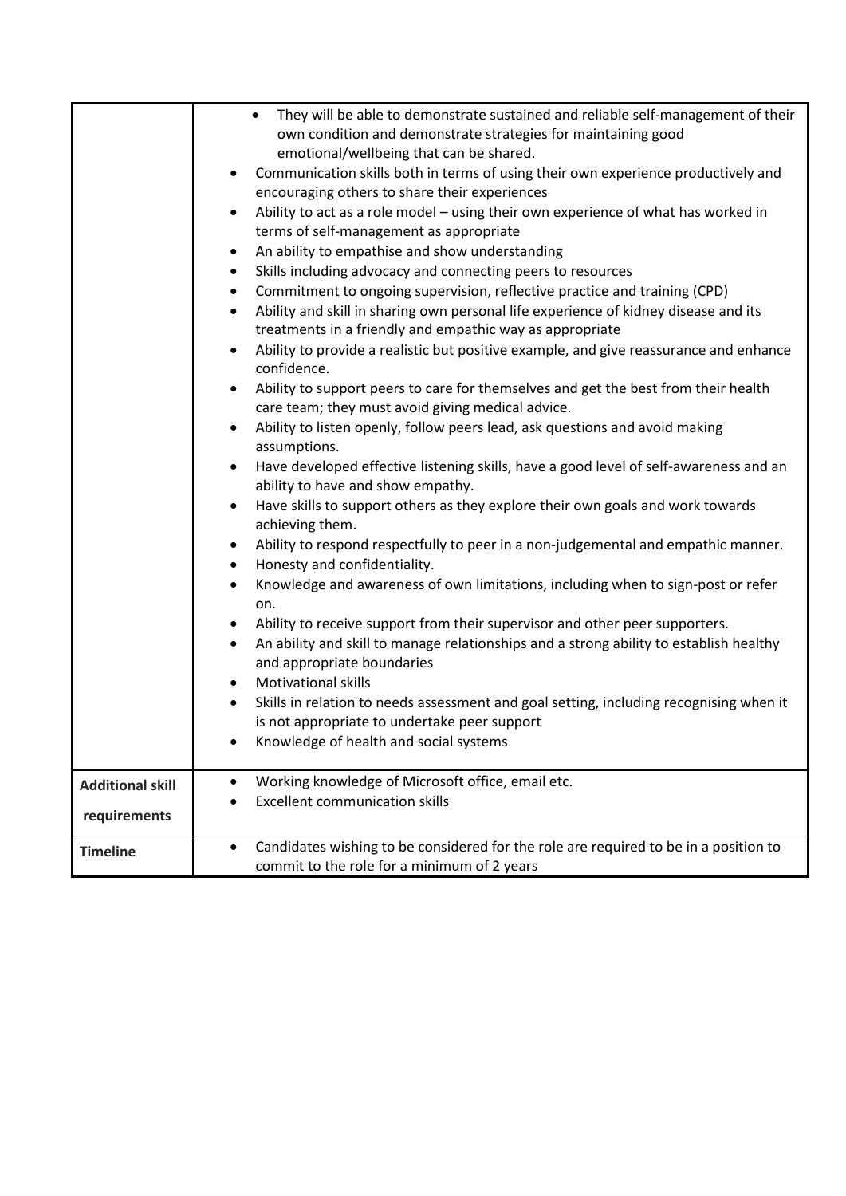| | |
|---|---|
| | • They will be able to demonstrate sustained and reliable self-management of their own condition and demonstrate strategies for maintaining good emotional/wellbeing that can be shared.<br>• Communication skills both in terms of using their own experience productively and encouraging others to share their experiences<br>• Ability to act as a role model – using their own experience of what has worked in terms of self-management as appropriate<br>• An ability to empathise and show understanding<br>• Skills including advocacy and connecting peers to resources<br>• Commitment to ongoing supervision, reflective practice and training (CPD)<br>• Ability and skill in sharing own personal life experience of kidney disease and its treatments in a friendly and empathic way as appropriate<br>• Ability to provide a realistic but positive example, and give reassurance and enhance confidence.<br>• Ability to support peers to care for themselves and get the best from their health care team; they must avoid giving medical advice.<br>• Ability to listen openly, follow peers lead, ask questions and avoid making assumptions.<br>• Have developed effective listening skills, have a good level of self-awareness and an ability to have and show empathy.<br>• Have skills to support others as they explore their own goals and work towards achieving them.<br>• Ability to respond respectfully to peer in a non-judgemental and empathic manner.<br>• Honesty and confidentiality.<br>• Knowledge and awareness of own limitations, including when to sign-post or refer on.<br>• Ability to receive support from their supervisor and other peer supporters.<br>• An ability and skill to manage relationships and a strong ability to establish healthy and appropriate boundaries<br>• Motivational skills<br>• Skills in relation to needs assessment and goal setting, including recognising when it is not appropriate to undertake peer support<br>• Knowledge of health and social systems |
| **Additional skill requirements** | • Working knowledge of Microsoft office, email etc.<br>• Excellent communication skills |
| **Timeline** | • Candidates wishing to be considered for the role are required to be in a position to commit to the role for a minimum of 2 years |